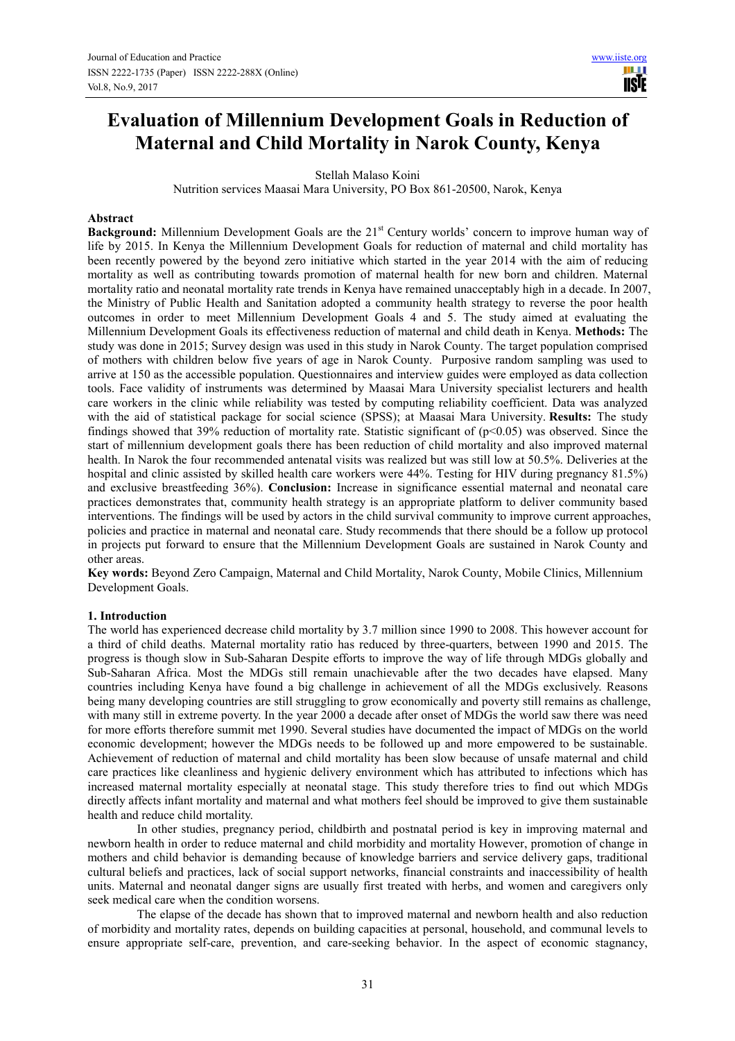# Evaluation of Millennium Development Goals in Reduction of Maternal and Child Mortality in Narok County, Kenya

Stellah Malaso Koini

Nutrition services Maasai Mara University, PO Box 861-20500, Narok, Kenya

## Abstract

**Background:** Millennium Development Goals are the 21[st] Century worlds' concern to improve human way of life by 2015. In Kenya the Millennium Development Goals for reduction of maternal and child mortality has been recently powered by the beyond zero initiative which started in the year 2014 with the aim of reducing mortality as well as contributing towards promotion of maternal health for new born and children. Maternal mortality ratio and neonatal mortality rate trends in Kenya have remained unacceptably high in a decade. In 2007, the Ministry of Public Health and Sanitation adopted a community health strategy to reverse the poor health outcomes in order to meet Millennium Development Goals 4 and 5. The study aimed at evaluating the Millennium Development Goals its effectiveness reduction of maternal and child death in Kenya. **Methods:** The study was done in 2015; Survey design was used in this study in Narok County. The target population comprised of mothers with children below five years of age in Narok County. Purposive random sampling was used to arrive at 150 as the accessible population. Questionnaires and interview guides were employed as data collection tools. Face validity of instruments was determined by Maasai Mara University specialist lecturers and health care workers in the clinic while reliability was tested by computing reliability coefficient. Data was analyzed with the aid of statistical package for social science (SPSS); at Maasai Mara University. **Results:** The study findings showed that 39% reduction of mortality rate. Statistic significant of ($p<0.05$) was observed. Since the start of millennium development goals there has been reduction of child mortality and also improved maternal health. In Narok the four recommended antenatal visits was realized but was still low at 50.5%. Deliveries at the hospital and clinic assisted by skilled health care workers were 44%. Testing for HIV during pregnancy 81.5%) and exclusive breastfeeding 36%). **Conclusion:** Increase in significance essential maternal and neonatal care practices demonstrates that, community health strategy is an appropriate platform to deliver community based interventions. The findings will be used by actors in the child survival community to improve current approaches, policies and practice in maternal and neonatal care. Study recommends that there should be a follow up protocol in projects put forward to ensure that the Millennium Development Goals are sustained in Narok County and other areas.

**Key words:** Beyond Zero Campaign, Maternal and Child Mortality, Narok County, Mobile Clinics, Millennium Development Goals.

## 1. Introduction

The world has experienced decrease child mortality by 3.7 million since 1990 to 2008. This however account for a third of child deaths. Maternal mortality ratio has reduced by three-quarters, between 1990 and 2015. The progress is though slow in Sub-Saharan Despite efforts to improve the way of life through MDGs globally and Sub-Saharan Africa. Most the MDGs still remain unachievable after the two decades have elapsed. Many countries including Kenya have found a big challenge in achievement of all the MDGs exclusively. Reasons being many developing countries are still struggling to grow economically and poverty still remains as challenge, with many still in extreme poverty. In the year 2000 a decade after onset of MDGs the world saw there was need for more efforts therefore summit met 1990. Several studies have documented the impact of MDGs on the world economic development; however the MDGs needs to be followed up and more empowered to be sustainable. Achievement of reduction of maternal and child mortality has been slow because of unsafe maternal and child care practices like cleanliness and hygienic delivery environment which has attributed to infections which has increased maternal mortality especially at neonatal stage. This study therefore tries to find out which MDGs directly affects infant mortality and maternal and what mothers feel should be improved to give them sustainable health and reduce child mortality.

In other studies, pregnancy period, childbirth and postnatal period is key in improving maternal and newborn health in order to reduce maternal and child morbidity and mortality However, promotion of change in mothers and child behavior is demanding because of knowledge barriers and service delivery gaps, traditional cultural beliefs and practices, lack of social support networks, financial constraints and inaccessibility of health units. Maternal and neonatal danger signs are usually first treated with herbs, and women and caregivers only seek medical care when the condition worsens.

The elapse of the decade has shown that to improved maternal and newborn health and also reduction of morbidity and mortality rates, depends on building capacities at personal, household, and communal levels to ensure appropriate self-care, prevention, and care-seeking behavior. In the aspect of economic stagnancy,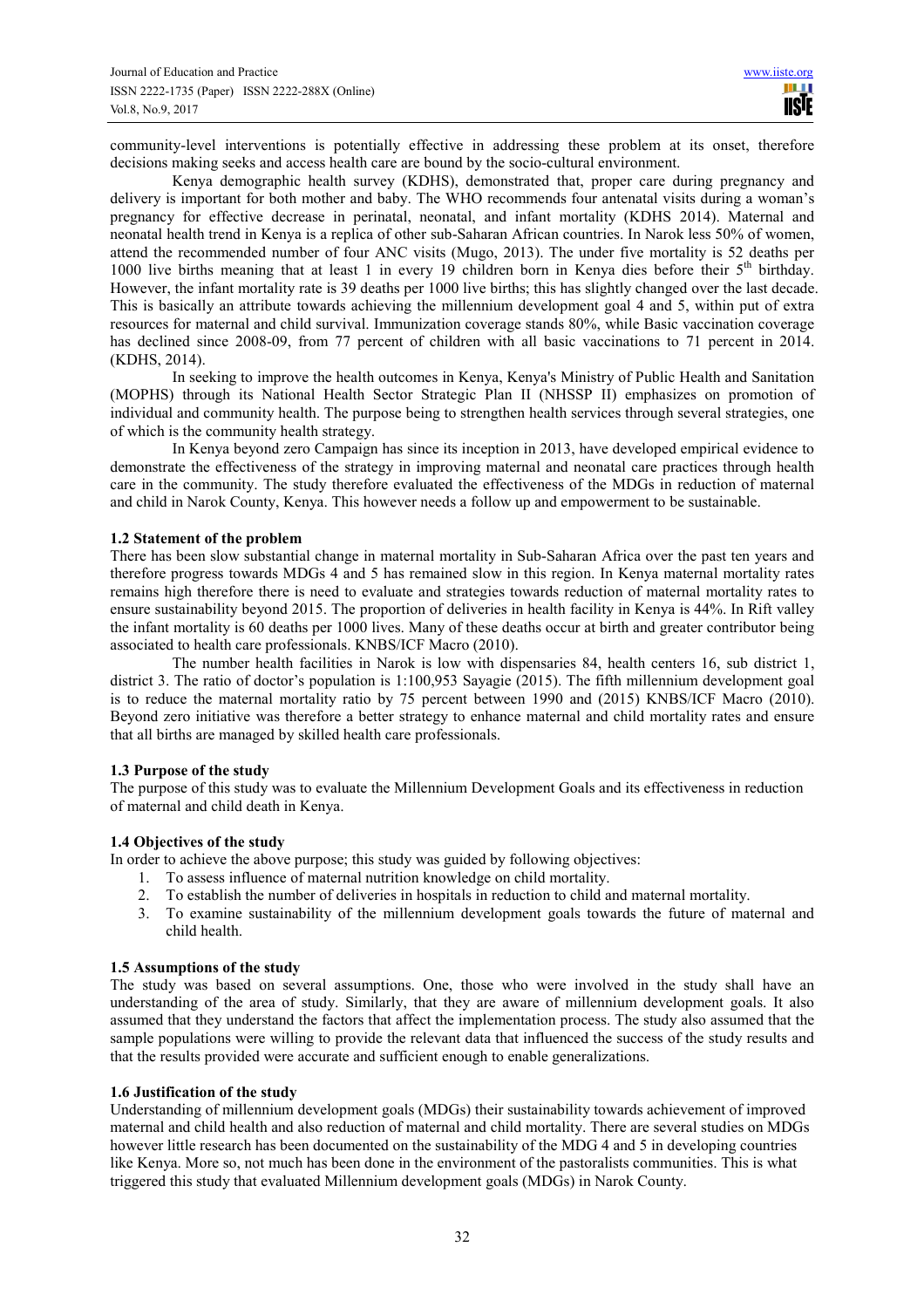community-level interventions is potentially effective in addressing these problem at its onset, therefore decisions making seeks and access health care are bound by the socio-cultural environment.

Kenya demographic health survey (KDHS), demonstrated that, proper care during pregnancy and delivery is important for both mother and baby. The WHO recommends four antenatal visits during a woman's pregnancy for effective decrease in perinatal, neonatal, and infant mortality (KDHS 2014). Maternal and neonatal health trend in Kenya is a replica of other sub-Saharan African countries. In Narok less 50% of women, attend the recommended number of four ANC visits (Mugo, 2013). The under five mortality is 52 deaths per 1000 live births meaning that at least 1 in every 19 children born in Kenya dies before their 5th birthday. However, the infant mortality rate is 39 deaths per 1000 live births; this has slightly changed over the last decade. This is basically an attribute towards achieving the millennium development goal 4 and 5, within put of extra resources for maternal and child survival. Immunization coverage stands 80%, while Basic vaccination coverage has declined since 2008-09, from 77 percent of children with all basic vaccinations to 71 percent in 2014. (KDHS, 2014).

In seeking to improve the health outcomes in Kenya, Kenya's Ministry of Public Health and Sanitation (MOPHS) through its National Health Sector Strategic Plan II (NHSSP II) emphasizes on promotion of individual and community health. The purpose being to strengthen health services through several strategies, one of which is the community health strategy.

In Kenya beyond zero Campaign has since its inception in 2013, have developed empirical evidence to demonstrate the effectiveness of the strategy in improving maternal and neonatal care practices through health care in the community. The study therefore evaluated the effectiveness of the MDGs in reduction of maternal and child in Narok County, Kenya. This however needs a follow up and empowerment to be sustainable.

### 1.2 Statement of the problem

There has been slow substantial change in maternal mortality in Sub-Saharan Africa over the past ten years and therefore progress towards MDGs 4 and 5 has remained slow in this region. In Kenya maternal mortality rates remains high therefore there is need to evaluate and strategies towards reduction of maternal mortality rates to ensure sustainability beyond 2015. The proportion of deliveries in health facility in Kenya is 44%. In Rift valley the infant mortality is 60 deaths per 1000 lives. Many of these deaths occur at birth and greater contributor being associated to health care professionals. KNBS/ICF Macro (2010).

The number health facilities in Narok is low with dispensaries 84, health centers 16, sub district 1, district 3. The ratio of doctor's population is 1:100,953 Sayagie (2015). The fifth millennium development goal is to reduce the maternal mortality ratio by 75 percent between 1990 and (2015) KNBS/ICF Macro (2010). Beyond zero initiative was therefore a better strategy to enhance maternal and child mortality rates and ensure that all births are managed by skilled health care professionals.

### 1.3 Purpose of the study

The purpose of this study was to evaluate the Millennium Development Goals and its effectiveness in reduction of maternal and child death in Kenya.

### 1.4 Objectives of the study

In order to achieve the above purpose; this study was guided by following objectives:

1. To assess influence of maternal nutrition knowledge on child mortality.
2. To establish the number of deliveries in hospitals in reduction to child and maternal mortality.
3. To examine sustainability of the millennium development goals towards the future of maternal and child health.

### 1.5 Assumptions of the study

The study was based on several assumptions. One, those who were involved in the study shall have an understanding of the area of study. Similarly, that they are aware of millennium development goals. It also assumed that they understand the factors that affect the implementation process. The study also assumed that the sample populations were willing to provide the relevant data that influenced the success of the study results and that the results provided were accurate and sufficient enough to enable generalizations.

### 1.6 Justification of the study

Understanding of millennium development goals (MDGs) their sustainability towards achievement of improved maternal and child health and also reduction of maternal and child mortality. There are several studies on MDGs however little research has been documented on the sustainability of the MDG 4 and 5 in developing countries like Kenya. More so, not much has been done in the environment of the pastoralists communities. This is what triggered this study that evaluated Millennium development goals (MDGs) in Narok County.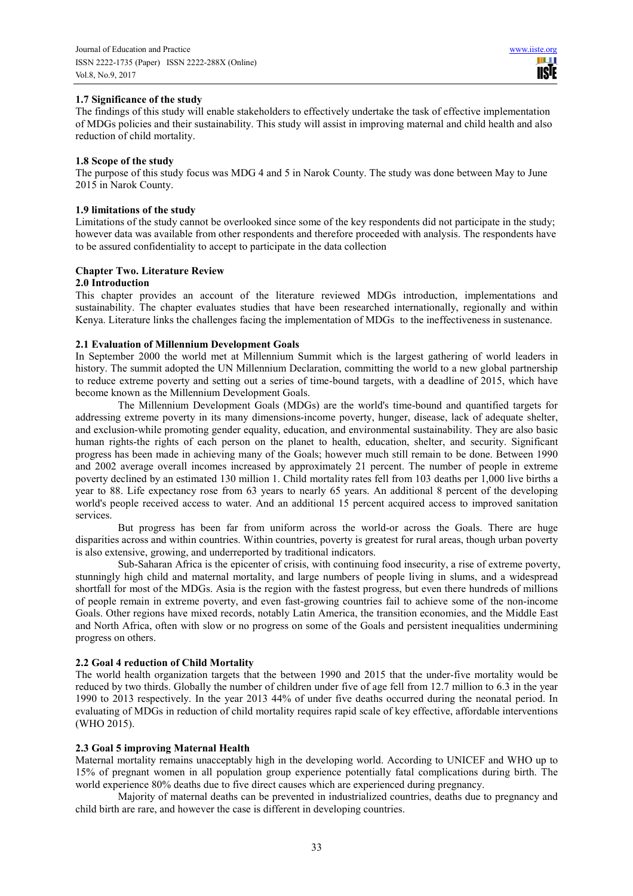### 1.7 Significance of the study

The findings of this study will enable stakeholders to effectively undertake the task of effective implementation of MDGs policies and their sustainability. This study will assist in improving maternal and child health and also reduction of child mortality.

### 1.8 Scope of the study

The purpose of this study focus was MDG 4 and 5 in Narok County. The study was done between May to June 2015 in Narok County.

### 1.9 limitations of the study

Limitations of the study cannot be overlooked since some of the key respondents did not participate in the study; however data was available from other respondents and therefore proceeded with analysis. The respondents have to be assured confidentiality to accept to participate in the data collection

## Chapter Two. Literature Review

### 2.0 Introduction

This chapter provides an account of the literature reviewed MDGs introduction, implementations and sustainability. The chapter evaluates studies that have been researched internationally, regionally and within Kenya. Literature links the challenges facing the implementation of MDGs to the ineffectiveness in sustenance.

### 2.1 Evaluation of Millennium Development Goals

In September 2000 the world met at Millennium Summit which is the largest gathering of world leaders in history. The summit adopted the UN Millennium Declaration, committing the world to a new global partnership to reduce extreme poverty and setting out a series of time-bound targets, with a deadline of 2015, which have become known as the Millennium Development Goals.

The Millennium Development Goals (MDGs) are the world's time-bound and quantified targets for addressing extreme poverty in its many dimensions-income poverty, hunger, disease, lack of adequate shelter, and exclusion-while promoting gender equality, education, and environmental sustainability. They are also basic human rights-the rights of each person on the planet to health, education, shelter, and security. Significant progress has been made in achieving many of the Goals; however much still remain to be done. Between 1990 and 2002 average overall incomes increased by approximately 21 percent. The number of people in extreme poverty declined by an estimated 130 million 1. Child mortality rates fell from 103 deaths per 1,000 live births a year to 88. Life expectancy rose from 63 years to nearly 65 years. An additional 8 percent of the developing world's people received access to water. And an additional 15 percent acquired access to improved sanitation services.

But progress has been far from uniform across the world-or across the Goals. There are huge disparities across and within countries. Within countries, poverty is greatest for rural areas, though urban poverty is also extensive, growing, and underreported by traditional indicators.

Sub-Saharan Africa is the epicenter of crisis, with continuing food insecurity, a rise of extreme poverty, stunningly high child and maternal mortality, and large numbers of people living in slums, and a widespread shortfall for most of the MDGs. Asia is the region with the fastest progress, but even there hundreds of millions of people remain in extreme poverty, and even fast-growing countries fail to achieve some of the non-income Goals. Other regions have mixed records, notably Latin America, the transition economies, and the Middle East and North Africa, often with slow or no progress on some of the Goals and persistent inequalities undermining progress on others.

### 2.2 Goal 4 reduction of Child Mortality

The world health organization targets that the between 1990 and 2015 that the under-five mortality would be reduced by two thirds. Globally the number of children under five of age fell from 12.7 million to 6.3 in the year 1990 to 2013 respectively. In the year 2013 44% of under five deaths occurred during the neonatal period. In evaluating of MDGs in reduction of child mortality requires rapid scale of key effective, affordable interventions (WHO 2015).

### 2.3 Goal 5 improving Maternal Health

Maternal mortality remains unacceptably high in the developing world. According to UNICEF and WHO up to 15% of pregnant women in all population group experience potentially fatal complications during birth. The world experience 80% deaths due to five direct causes which are experienced during pregnancy.

Majority of maternal deaths can be prevented in industrialized countries, deaths due to pregnancy and child birth are rare, and however the case is different in developing countries.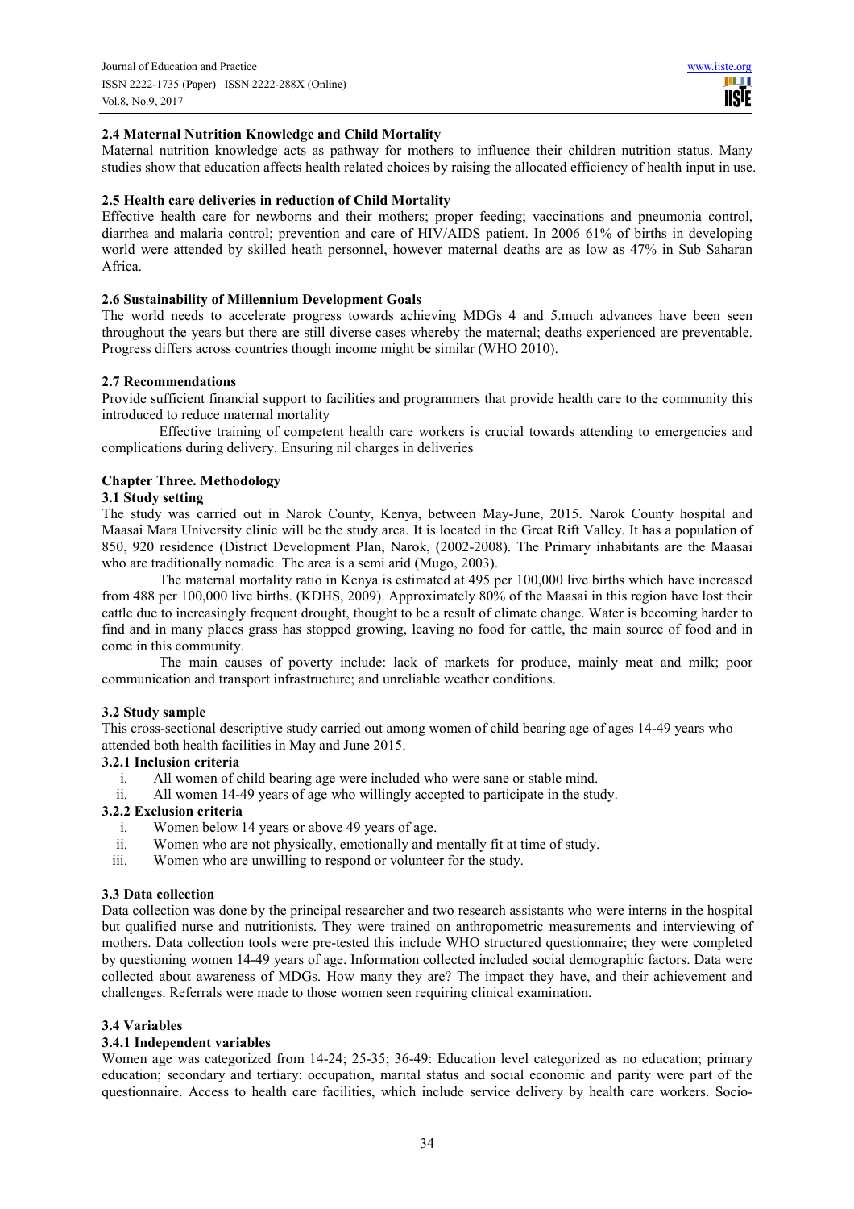### 2.4 Maternal Nutrition Knowledge and Child Mortality

Maternal nutrition knowledge acts as pathway for mothers to influence their children nutrition status. Many studies show that education affects health related choices by raising the allocated efficiency of health input in use.

### 2.5 Health care deliveries in reduction of Child Mortality

Effective health care for newborns and their mothers; proper feeding; vaccinations and pneumonia control, diarrhea and malaria control; prevention and care of HIV/AIDS patient. In 2006 61% of births in developing world were attended by skilled heath personnel, however maternal deaths are as low as 47% in Sub Saharan Africa.

### 2.6 Sustainability of Millennium Development Goals

The world needs to accelerate progress towards achieving MDGs 4 and 5.much advances have been seen throughout the years but there are still diverse cases whereby the maternal; deaths experienced are preventable. Progress differs across countries though income might be similar (WHO 2010).

### 2.7 Recommendations

Provide sufficient financial support to facilities and programmers that provide health care to the community this introduced to reduce maternal mortality

Effective training of competent health care workers is crucial towards attending to emergencies and complications during delivery. Ensuring nil charges in deliveries

## Chapter Three. Methodology

### 3.1 Study setting

The study was carried out in Narok County, Kenya, between May-June, 2015. Narok County hospital and Maasai Mara University clinic will be the study area. It is located in the Great Rift Valley. It has a population of 850, 920 residence (District Development Plan, Narok, (2002-2008). The Primary inhabitants are the Maasai who are traditionally nomadic. The area is a semi arid (Mugo, 2003).

The maternal mortality ratio in Kenya is estimated at 495 per 100,000 live births which have increased from 488 per 100,000 live births. (KDHS, 2009). Approximately 80% of the Maasai in this region have lost their cattle due to increasingly frequent drought, thought to be a result of climate change. Water is becoming harder to find and in many places grass has stopped growing, leaving no food for cattle, the main source of food and in come in this community.

The main causes of poverty include: lack of markets for produce, mainly meat and milk; poor communication and transport infrastructure; and unreliable weather conditions.

### 3.2 Study sample

This cross-sectional descriptive study carried out among women of child bearing age of ages 14-49 years who attended both health facilities in May and June 2015.

#### 3.2.1 Inclusion criteria

i. All women of child bearing age were included who were sane or stable mind.
ii. All women 14-49 years of age who willingly accepted to participate in the study.

#### 3.2.2 Exclusion criteria

i. Women below 14 years or above 49 years of age.
ii. Women who are not physically, emotionally and mentally fit at time of study.
iii. Women who are unwilling to respond or volunteer for the study.

### 3.3 Data collection

Data collection was done by the principal researcher and two research assistants who were interns in the hospital but qualified nurse and nutritionists. They were trained on anthropometric measurements and interviewing of mothers. Data collection tools were pre-tested this include WHO structured questionnaire; they were completed by questioning women 14-49 years of age. Information collected included social demographic factors. Data were collected about awareness of MDGs. How many they are? The impact they have, and their achievement and challenges. Referrals were made to those women seen requiring clinical examination.

### 3.4 Variables

#### 3.4.1 Independent variables

Women age was categorized from 14-24; 25-35; 36-49: Education level categorized as no education; primary education; secondary and tertiary: occupation, marital status and social economic and parity were part of the questionnaire. Access to health care facilities, which include service delivery by health care workers. Socio-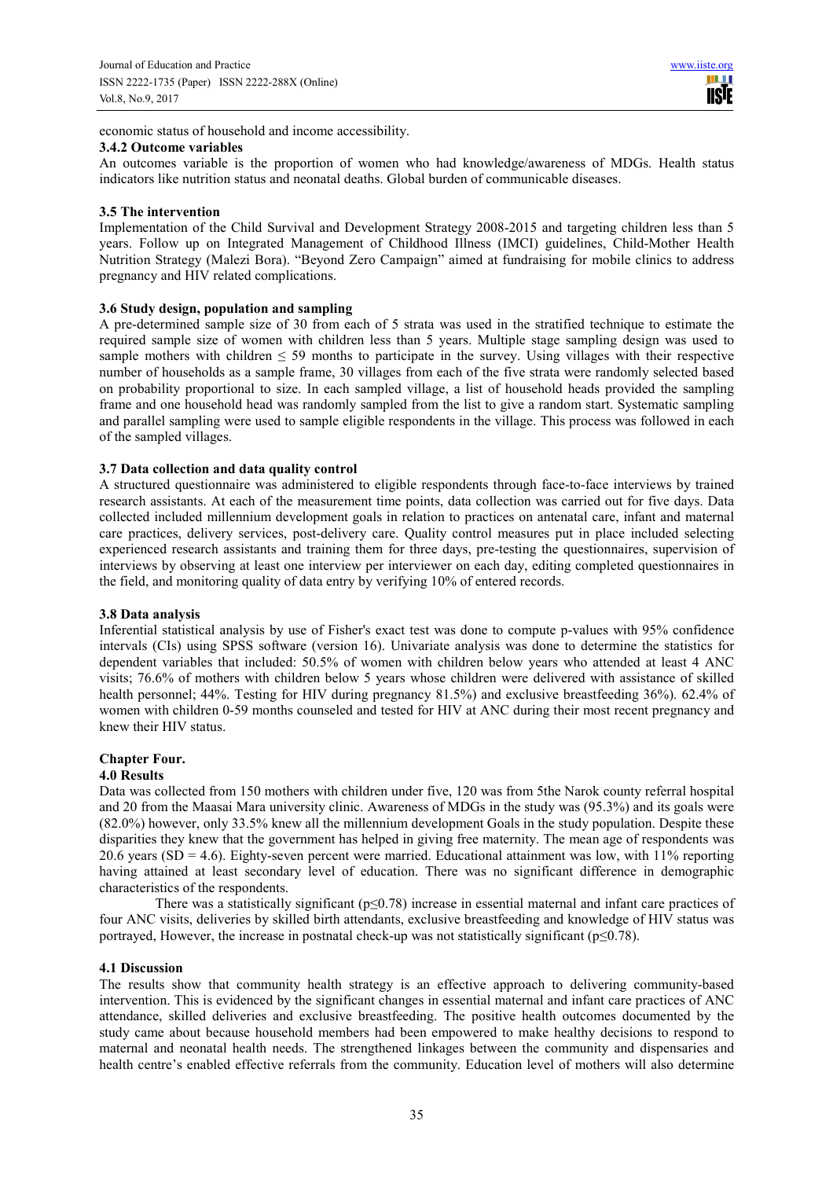economic status of household and income accessibility.

### 3.4.2 Outcome variables

An outcomes variable is the proportion of women who had knowledge/awareness of MDGs. Health status indicators like nutrition status and neonatal deaths. Global burden of communicable diseases.

### 3.5 The intervention

Implementation of the Child Survival and Development Strategy 2008-2015 and targeting children less than 5 years. Follow up on Integrated Management of Childhood Illness (IMCI) guidelines, Child-Mother Health Nutrition Strategy (Malezi Bora). "Beyond Zero Campaign" aimed at fundraising for mobile clinics to address pregnancy and HIV related complications.

### 3.6 Study design, population and sampling

A pre-determined sample size of 30 from each of 5 strata was used in the stratified technique to estimate the required sample size of women with children less than 5 years. Multiple stage sampling design was used to sample mothers with children $\leq 59$ months to participate in the survey. Using villages with their respective number of households as a sample frame, 30 villages from each of the five strata were randomly selected based on probability proportional to size. In each sampled village, a list of household heads provided the sampling frame and one household head was randomly sampled from the list to give a random start. Systematic sampling and parallel sampling were used to sample eligible respondents in the village. This process was followed in each of the sampled villages.

### 3.7 Data collection and data quality control

A structured questionnaire was administered to eligible respondents through face-to-face interviews by trained research assistants. At each of the measurement time points, data collection was carried out for five days. Data collected included millennium development goals in relation to practices on antenatal care, infant and maternal care practices, delivery services, post-delivery care. Quality control measures put in place included selecting experienced research assistants and training them for three days, pre-testing the questionnaires, supervision of interviews by observing at least one interview per interviewer on each day, editing completed questionnaires in the field, and monitoring quality of data entry by verifying 10% of entered records.

### 3.8 Data analysis

Inferential statistical analysis by use of Fisher's exact test was done to compute p-values with 95% confidence intervals (CIs) using SPSS software (version 16). Univariate analysis was done to determine the statistics for dependent variables that included: 50.5% of women with children below years who attended at least 4 ANC visits; 76.6% of mothers with children below 5 years whose children were delivered with assistance of skilled health personnel; 44%. Testing for HIV during pregnancy 81.5%) and exclusive breastfeeding 36%). 62.4% of women with children 0-59 months counseled and tested for HIV at ANC during their most recent pregnancy and knew their HIV status.

## Chapter Four.

### 4.0 Results

Data was collected from 150 mothers with children under five, 120 was from 5the Narok county referral hospital and 20 from the Maasai Mara university clinic. Awareness of MDGs in the study was (95.3%) and its goals were (82.0%) however, only 33.5% knew all the millennium development Goals in the study population. Despite these disparities they knew that the government has helped in giving free maternity. The mean age of respondents was 20.6 years (SD = 4.6). Eighty-seven percent were married. Educational attainment was low, with 11% reporting having attained at least secondary level of education. There was no significant difference in demographic characteristics of the respondents.

There was a statistically significant ($p \leq 0.78$) increase in essential maternal and infant care practices of four ANC visits, deliveries by skilled birth attendants, exclusive breastfeeding and knowledge of HIV status was portrayed, However, the increase in postnatal check-up was not statistically significant ($p \leq 0.78$).

### 4.1 Discussion

The results show that community health strategy is an effective approach to delivering community-based intervention. This is evidenced by the significant changes in essential maternal and infant care practices of ANC attendance, skilled deliveries and exclusive breastfeeding. The positive health outcomes documented by the study came about because household members had been empowered to make healthy decisions to respond to maternal and neonatal health needs. The strengthened linkages between the community and dispensaries and health centre's enabled effective referrals from the community. Education level of mothers will also determine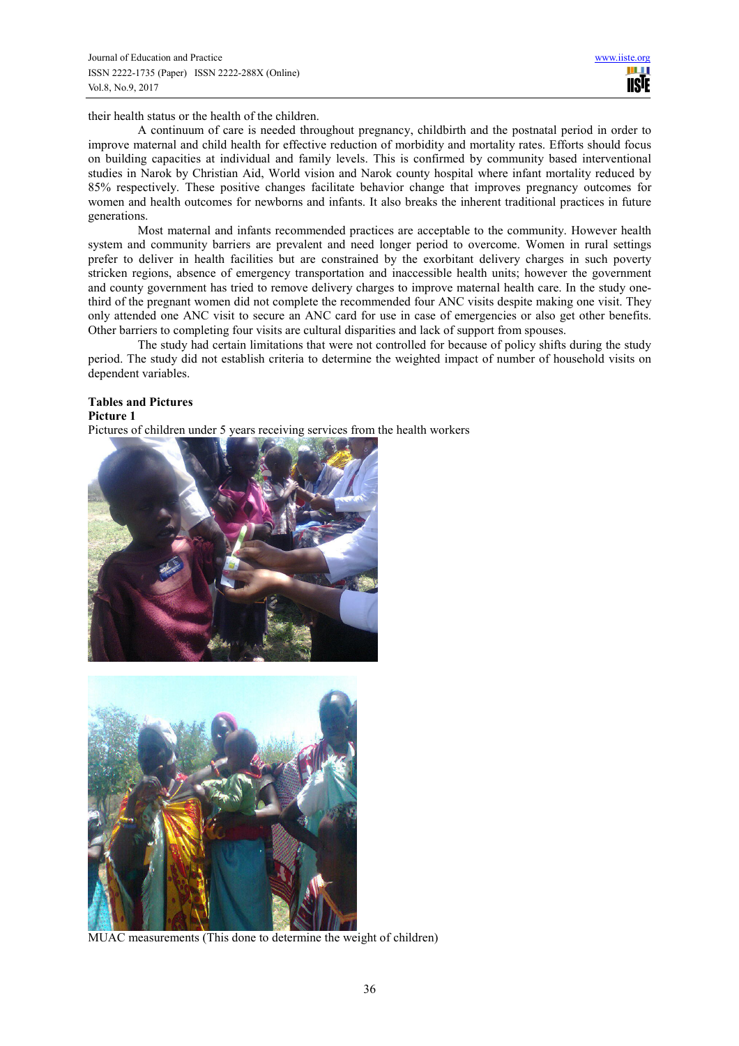their health status or the health of the children.

A continuum of care is needed throughout pregnancy, childbirth and the postnatal period in order to improve maternal and child health for effective reduction of morbidity and mortality rates. Efforts should focus on building capacities at individual and family levels. This is confirmed by community based interventional studies in Narok by Christian Aid, World vision and Narok county hospital where infant mortality reduced by 85% respectively. These positive changes facilitate behavior change that improves pregnancy outcomes for women and health outcomes for newborns and infants. It also breaks the inherent traditional practices in future generations.

Most maternal and infants recommended practices are acceptable to the community. However health system and community barriers are prevalent and need longer period to overcome. Women in rural settings prefer to deliver in health facilities but are constrained by the exorbitant delivery charges in such poverty stricken regions, absence of emergency transportation and inaccessible health units; however the government and county government has tried to remove delivery charges to improve maternal health care. In the study one-third of the pregnant women did not complete the recommended four ANC visits despite making one visit. They only attended one ANC visit to secure an ANC card for use in case of emergencies or also get other benefits. Other barriers to completing four visits are cultural disparities and lack of support from spouses.

The study had certain limitations that were not controlled for because of policy shifts during the study period. The study did not establish criteria to determine the weighted impact of number of household visits on dependent variables.

**Tables and Pictures**

**Picture 1**

Pictures of children under 5 years receiving services from the health workers

MUAC measurements (This done to determine the weight of children)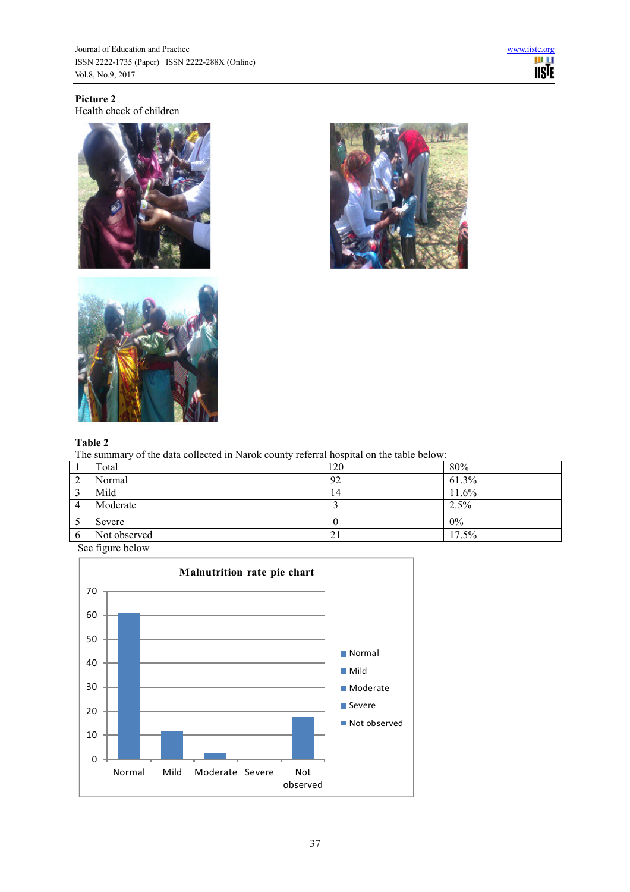**Picture 2**

Health check of children

**Table 2**

The summary of the data collected in Narok county referral hospital on the table below:

| | | | |
|---|---|---|---|
| 1 | Total | 120 | 80% |
| 2 | Normal | 92 | 61.3% |
| 3 | Mild | 14 | 11.6% |
| 4 | Moderate | 3 | 2.5% |
| 5 | Severe | 0 | 0% |
| 6 | Not observed | 21 | 17.5% |

See figure below

**Malnutrition rate pie chart**

| Category | Value |
|---|---|
| Normal | 61.3 |
| Mild | 11.6 |
| Moderate | 2.5 |
| Severe | 0 |
| Not observed | 17.5 |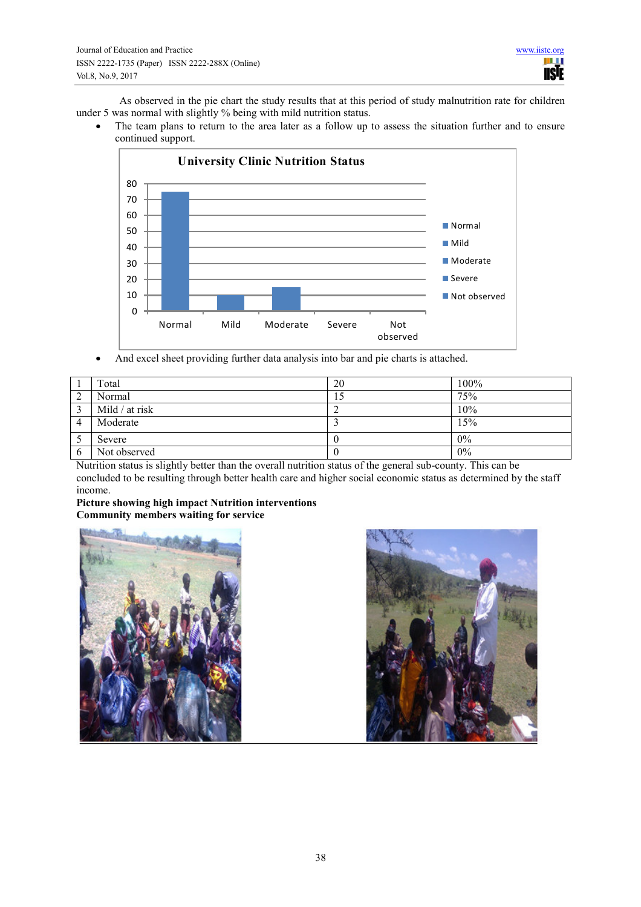As observed in the pie chart the study results that at this period of study malnutrition rate for children under 5 was normal with slightly % being with mild nutrition status.

- The team plans to return to the area later as a follow up to assess the situation further and to ensure continued support.

- And excel sheet providing further data analysis into bar and pie charts is attached.

| 1 | Total | 20 | 100% |
|---|---|---|---|
| 2 | Normal | 15 | 75% |
| 3 | Mild / at risk | 2 | 10% |
| 4 | Moderate | 3 | 15% |
| 5 | Severe | 0 | 0% |
| 6 | Not observed | 0 | 0% |

Nutrition status is slightly better than the overall nutrition status of the general sub-county. This can be concluded to be resulting through better health care and higher social economic status as determined by the staff income.

**Picture showing high impact Nutrition interventions**
**Community members waiting for service**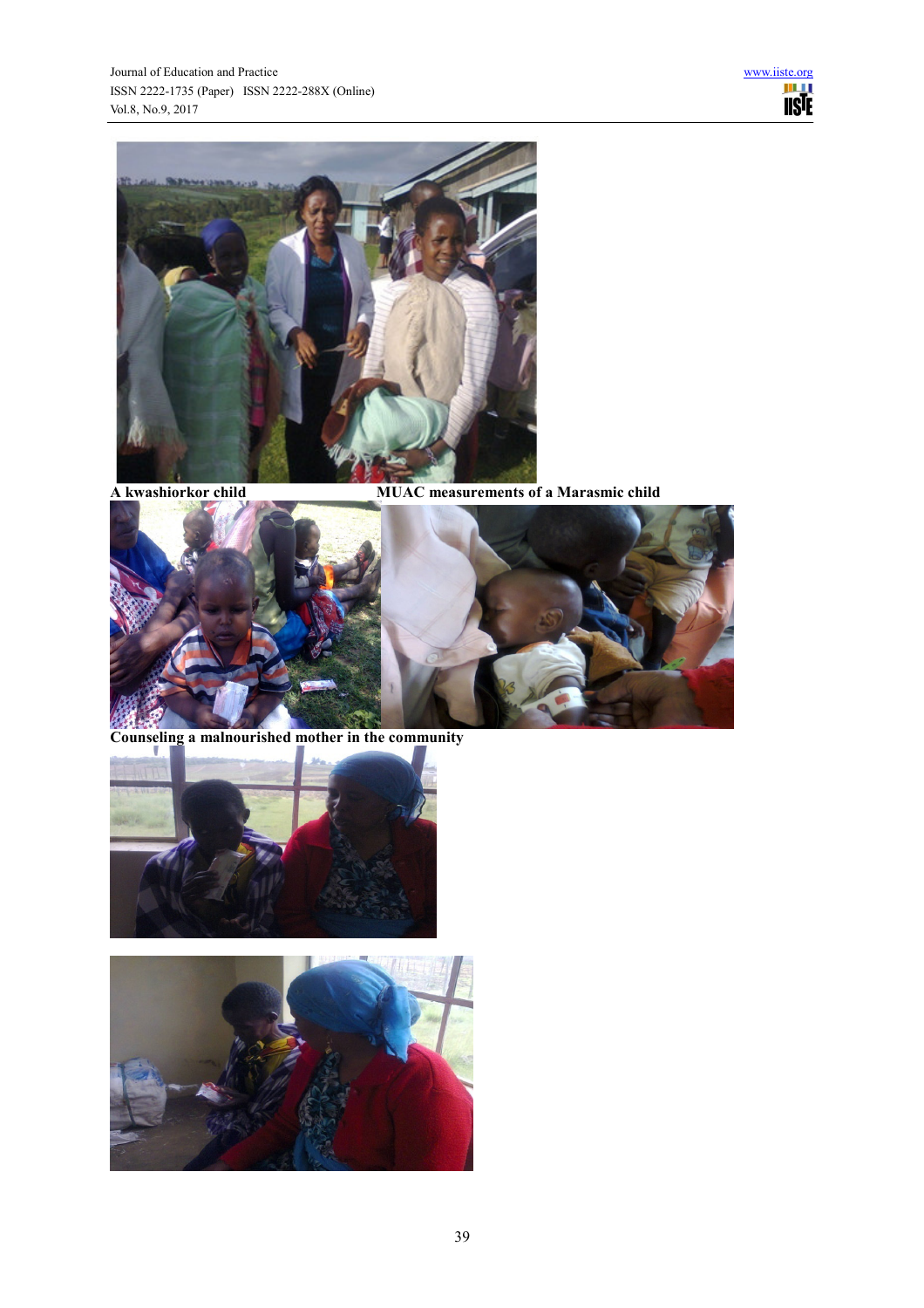**A kwashiorkor child** **MUAC measurements of a Marasmic child**

**Counseling a malnourished mother in the community**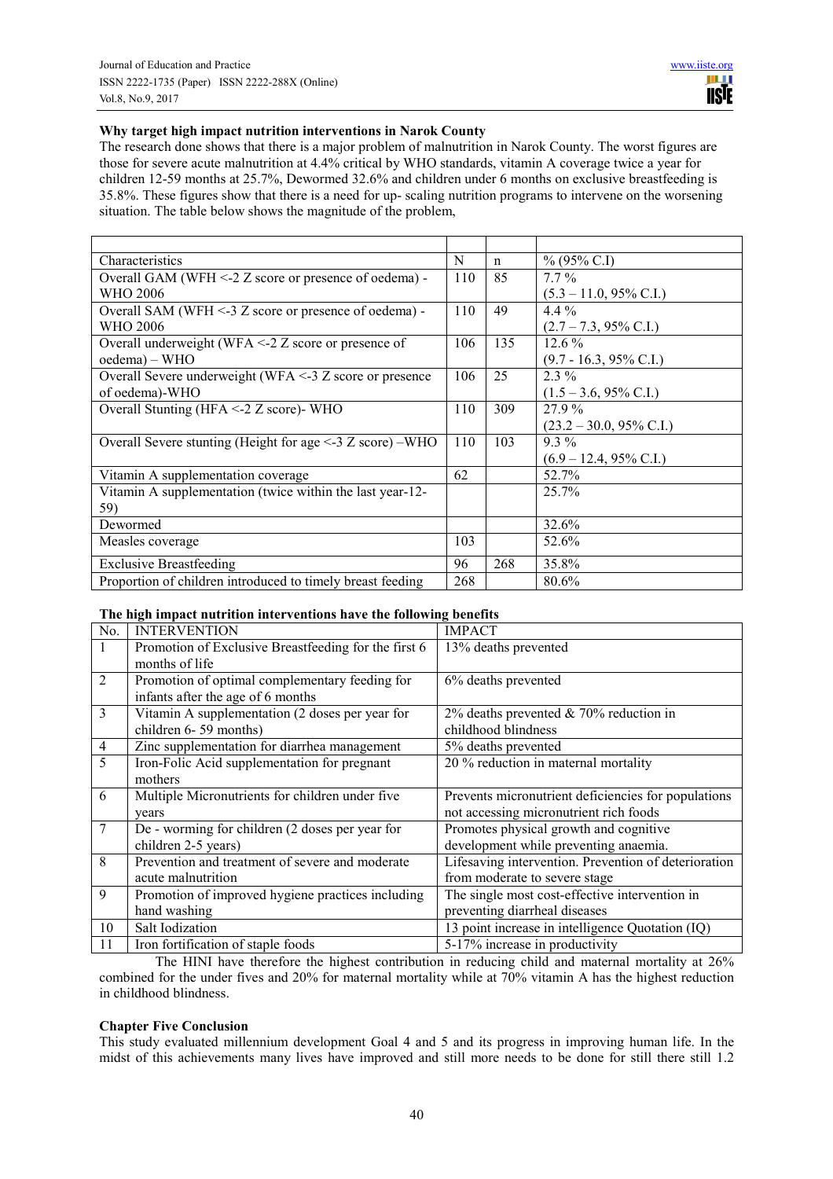**Why target high impact nutrition interventions in Narok County**

The research done shows that there is a major problem of malnutrition in Narok County. The worst figures are those for severe acute malnutrition at 4.4% critical by WHO standards, vitamin A coverage twice a year for children 12-59 months at 25.7%, Dewormed 32.6% and children under 6 months on exclusive breastfeeding is 35.8%. These figures show that there is a need for up- scaling nutrition programs to intervene on the worsening situation. The table below shows the magnitude of the problem,

| | | | |
|---|---|---|---|
| Characteristics | N | n | % (95% C.I) |
| Overall GAM (WFH <-2 Z score or presence of oedema) - WHO 2006 | 110 | 85 | 7.7 % (5.3 – 11.0, 95% C.I.) |
| Overall SAM (WFH <-3 Z score or presence of oedema) - WHO 2006 | 110 | 49 | 4.4 % (2.7 – 7.3, 95% C.I.) |
| Overall underweight (WFA <-2 Z score or presence of oedema) – WHO | 106 | 135 | 12.6 % (9.7 - 16.3, 95% C.I.) |
| Overall Severe underweight (WFA <-3 Z score or presence of oedema)-WHO | 106 | 25 | 2.3 % (1.5 – 3.6, 95% C.I.) |
| Overall Stunting (HFA <-2 Z score)- WHO | 110 | 309 | 27.9 % (23.2 – 30.0, 95% C.I.) |
| Overall Severe stunting (Height for age <-3 Z score) –WHO | 110 | 103 | 9.3 % (6.9 – 12.4, 95% C.I.) |
| Vitamin A supplementation coverage | 62 | | 52.7% |
| Vitamin A supplementation (twice within the last year-12-59) | | | 25.7% |
| Dewormed | | | 32.6% |
| Measles coverage | 103 | | 52.6% |
| Exclusive Breastfeeding | 96 | 268 | 35.8% |
| Proportion of children introduced to timely breast feeding | 268 | | 80.6% |

**The high impact nutrition interventions have the following benefits**

| No. | INTERVENTION | IMPACT |
|---|---|---|
| 1 | Promotion of Exclusive Breastfeeding for the first 6 months of life | 13% deaths prevented |
| 2 | Promotion of optimal complementary feeding for infants after the age of 6 months | 6% deaths prevented |
| 3 | Vitamin A supplementation (2 doses per year for children 6- 59 months) | 2% deaths prevented & 70% reduction in childhood blindness |
| 4 | Zinc supplementation for diarrhea management | 5% deaths prevented |
| 5 | Iron-Folic Acid supplementation for pregnant mothers | 20 % reduction in maternal mortality |
| 6 | Multiple Micronutrients for children under five years | Prevents micronutrient deficiencies for populations not accessing micronutrient rich foods |
| 7 | De - worming for children (2 doses per year for children 2-5 years) | Promotes physical growth and cognitive development while preventing anaemia. |
| 8 | Prevention and treatment of severe and moderate acute malnutrition | Lifesaving intervention. Prevention of deterioration from moderate to severe stage |
| 9 | Promotion of improved hygiene practices including hand washing | The single most cost-effective intervention in preventing diarrheal diseases |
| 10 | Salt Iodization | 13 point increase in intelligence Quotation (IQ) |
| 11 | Iron fortification of staple foods | 5-17% increase in productivity |

The HINI have therefore the highest contribution in reducing child and maternal mortality at 26% combined for the under fives and 20% for maternal mortality while at 70% vitamin A has the highest reduction in childhood blindness.

**Chapter Five Conclusion**

This study evaluated millennium development Goal 4 and 5 and its progress in improving human life. In the midst of this achievements many lives have improved and still more needs to be done for still there still 1.2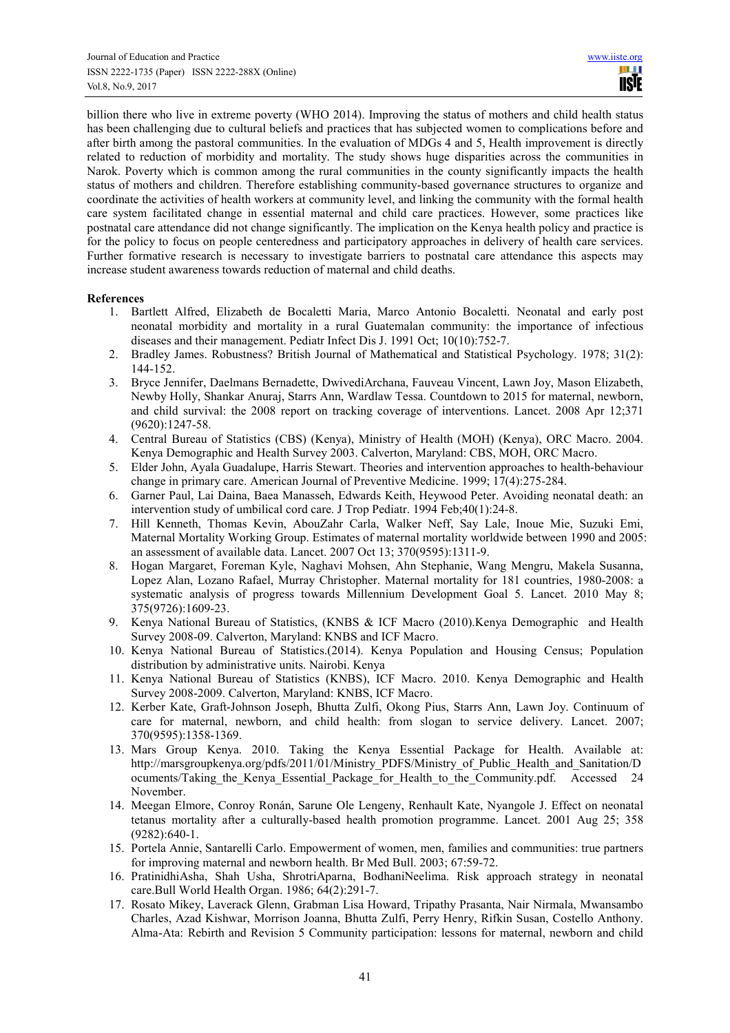billion there who live in extreme poverty (WHO 2014). Improving the status of mothers and child health status has been challenging due to cultural beliefs and practices that has subjected women to complications before and after birth among the pastoral communities. In the evaluation of MDGs 4 and 5, Health improvement is directly related to reduction of morbidity and mortality. The study shows huge disparities across the communities in Narok. Poverty which is common among the rural communities in the county significantly impacts the health status of mothers and children. Therefore establishing community-based governance structures to organize and coordinate the activities of health workers at community level, and linking the community with the formal health care system facilitated change in essential maternal and child care practices. However, some practices like postnatal care attendance did not change significantly. The implication on the Kenya health policy and practice is for the policy to focus on people centeredness and participatory approaches in delivery of health care services. Further formative research is necessary to investigate barriers to postnatal care attendance this aspects may increase student awareness towards reduction of maternal and child deaths.

**References**

1. Bartlett Alfred, Elizabeth de Bocaletti Maria, Marco Antonio Bocaletti. Neonatal and early post neonatal morbidity and mortality in a rural Guatemalan community: the importance of infectious diseases and their management. Pediatr Infect Dis J. 1991 Oct; 10(10):752-7.
2. Bradley James. Robustness? British Journal of Mathematical and Statistical Psychology. 1978; 31(2): 144-152.
3. Bryce Jennifer, Daelmans Bernadette, DwivediArchana, Fauveau Vincent, Lawn Joy, Mason Elizabeth, Newby Holly, Shankar Anuraj, Starrs Ann, Wardlaw Tessa. Countdown to 2015 for maternal, newborn, and child survival: the 2008 report on tracking coverage of interventions. Lancet. 2008 Apr 12;371 (9620):1247-58.
4. Central Bureau of Statistics (CBS) (Kenya), Ministry of Health (MOH) (Kenya), ORC Macro. 2004. Kenya Demographic and Health Survey 2003. Calverton, Maryland: CBS, MOH, ORC Macro.
5. Elder John, Ayala Guadalupe, Harris Stewart. Theories and intervention approaches to health-behaviour change in primary care. American Journal of Preventive Medicine. 1999; 17(4):275-284.
6. Garner Paul, Lai Daina, Baea Manasseh, Edwards Keith, Heywood Peter. Avoiding neonatal death: an intervention study of umbilical cord care. J Trop Pediatr. 1994 Feb;40(1):24-8.
7. Hill Kenneth, Thomas Kevin, AbouZahr Carla, Walker Neff, Say Lale, Inoue Mie, Suzuki Emi, Maternal Mortality Working Group. Estimates of maternal mortality worldwide between 1990 and 2005: an assessment of available data. Lancet. 2007 Oct 13; 370(9595):1311-9.
8. Hogan Margaret, Foreman Kyle, Naghavi Mohsen, Ahn Stephanie, Wang Mengru, Makela Susanna, Lopez Alan, Lozano Rafael, Murray Christopher. Maternal mortality for 181 countries, 1980-2008: a systematic analysis of progress towards Millennium Development Goal 5. Lancet. 2010 May 8; 375(9726):1609-23.
9. Kenya National Bureau of Statistics, (KNBS & ICF Macro (2010).Kenya Demographic and Health Survey 2008-09. Calverton, Maryland: KNBS and ICF Macro.
10. Kenya National Bureau of Statistics.(2014). Kenya Population and Housing Census; Population distribution by administrative units. Nairobi. Kenya
11. Kenya National Bureau of Statistics (KNBS), ICF Macro. 2010. Kenya Demographic and Health Survey 2008-2009. Calverton, Maryland: KNBS, ICF Macro.
12. Kerber Kate, Graft-Johnson Joseph, Bhutta Zulfi, Okong Pius, Starrs Ann, Lawn Joy. Continuum of care for maternal, newborn, and child health: from slogan to service delivery. Lancet. 2007; 370(9595):1358-1369.
13. Mars Group Kenya. 2010. Taking the Kenya Essential Package for Health. Available at: http://marsgroupkenya.org/pdfs/2011/01/Ministry_PDFS/Ministry_of_Public_Health_and_Sanitation/Documents/Taking_the_Kenya_Essential_Package_for_Health_to_the_Community.pdf. Accessed 24 November.
14. Meegan Elmore, Conroy Ronán, Sarune Ole Lengeny, Renhault Kate, Nyangole J. Effect on neonatal tetanus mortality after a culturally-based health promotion programme. Lancet. 2001 Aug 25; 358 (9282):640-1.
15. Portela Annie, Santarelli Carlo. Empowerment of women, men, families and communities: true partners for improving maternal and newborn health. Br Med Bull. 2003; 67:59-72.
16. PratinidhiAsha, Shah Usha, ShrotriAparna, BodhaniNeelima. Risk approach strategy in neonatal care.Bull World Health Organ. 1986; 64(2):291-7.
17. Rosato Mikey, Laverack Glenn, Grabman Lisa Howard, Tripathy Prasanta, Nair Nirmala, Mwansambo Charles, Azad Kishwar, Morrison Joanna, Bhutta Zulfi, Perry Henry, Rifkin Susan, Costello Anthony. Alma-Ata: Rebirth and Revision 5 Community participation: lessons for maternal, newborn and child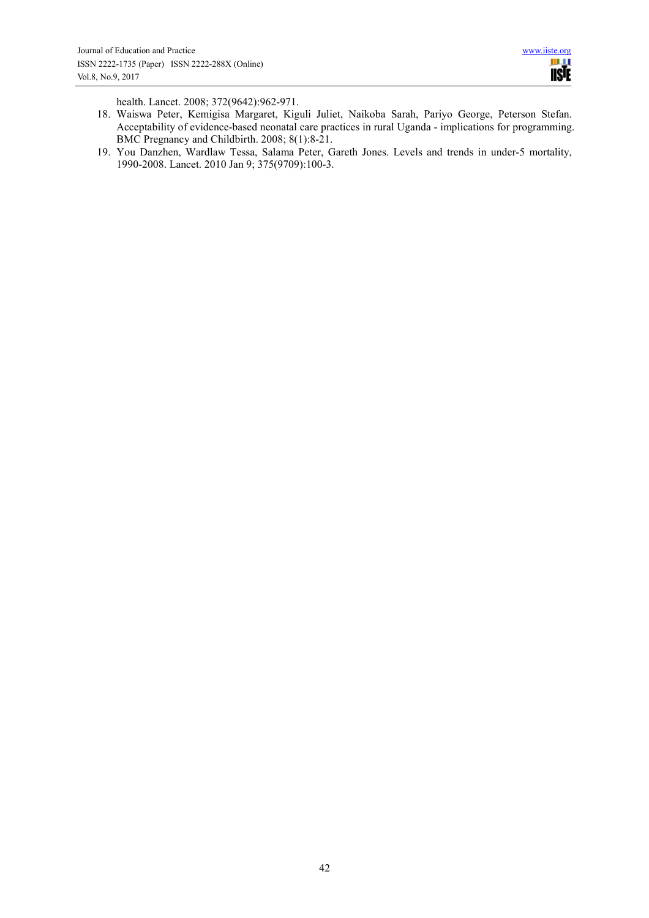health. Lancet. 2008; 372(9642):962-971.

18. Waiswa Peter, Kemigisa Margaret, Kiguli Juliet, Naikoba Sarah, Pariyo George, Peterson Stefan. Acceptability of evidence-based neonatal care practices in rural Uganda - implications for programming. BMC Pregnancy and Childbirth. 2008; 8(1):8-21.
19. You Danzhen, Wardlaw Tessa, Salama Peter, Gareth Jones. Levels and trends in under-5 mortality, 1990-2008. Lancet. 2010 Jan 9; 375(9709):100-3.